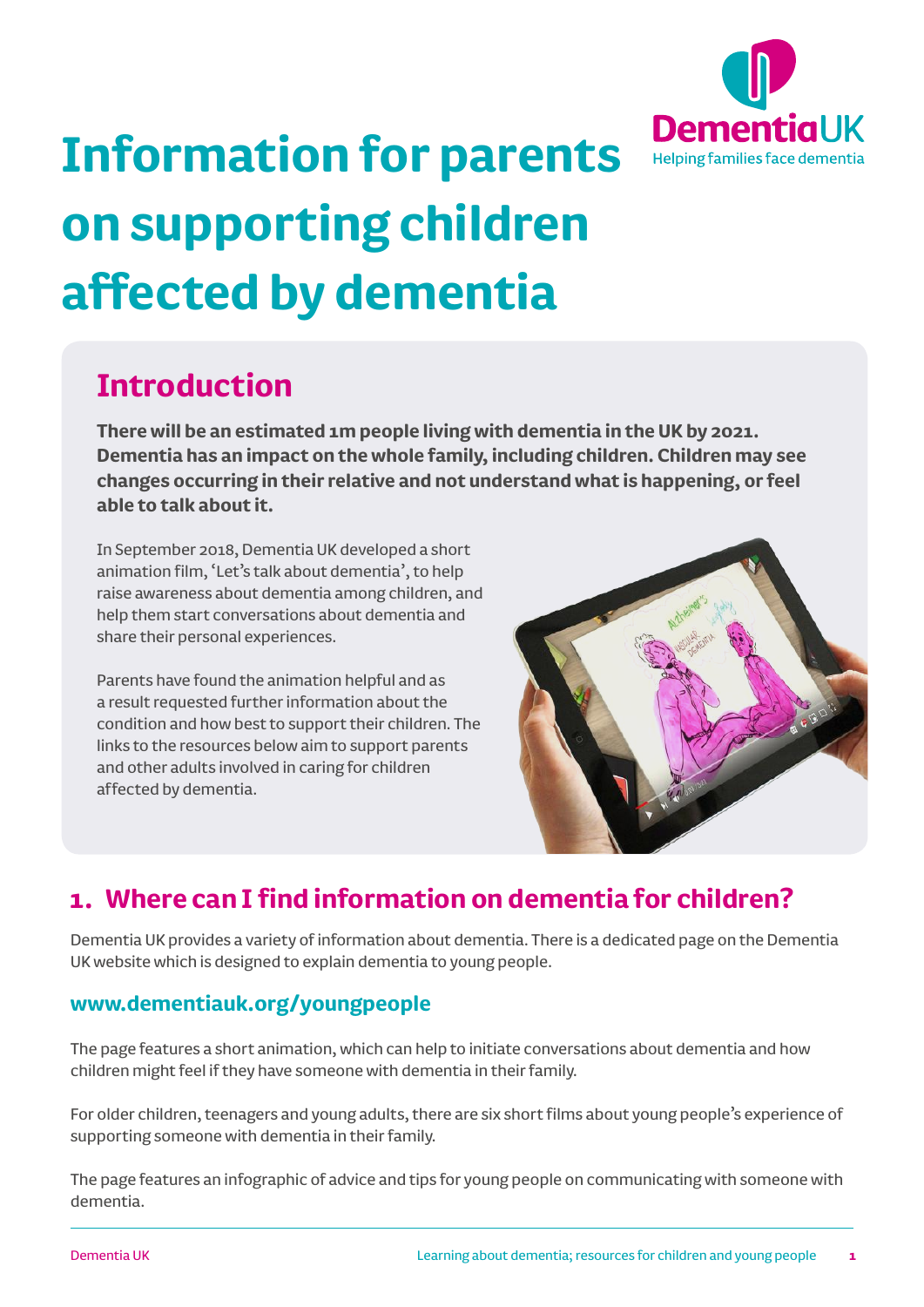# Information for parents on supporting children affected by dementia

## Introduction

**There will be an estimated 1m people living with dementia in the UK by 2021. Dementia has an impact on the whole family, including children. Children may see changes occurring in their relative and not understand what is happening, or feel able to talk about it.**

In September 2018, Dementia UK developed a short animation film, 'Let's talk about dementia', to help raise awareness about dementia among children, and help them start conversations about dementia and share their personal experiences.

Parents have found the animation helpful and as a result requested further information about the condition and how best to support their children. The links to the resources below aim to support parents and other adults involved in caring for children affected by dementia.

## 1. Where can I find information on dementia for children?

Dementia UK provides a variety of information about dementia. There is a dedicated page on the Dementia UK website which is designed to explain dementia to young people.

### www.dementiauk.org/youngpeople

The page features a short animation, which can help to initiate conversations about dementia and how children might feel if they have someone with dementia in their family.

For older children, teenagers and young adults, there are six short films about young people's experience of supporting someone with dementia in their family.

The page features an infographic of advice and tips for young people on communicating with someone with dementia.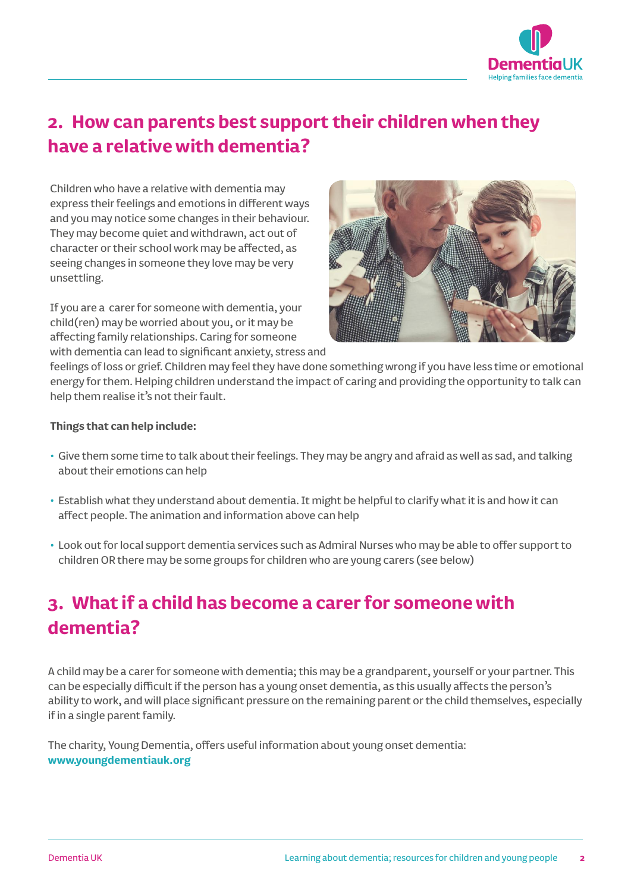## 2. How can parents best support their children when they have a relative with dementia?

Children who have a relative with dementia may express their feelings and emotions in different ways and you may notice some changes in their behaviour. They may become quiet and withdrawn, act out of character or their school work may be affected, as seeing changes in someone they love may be very unsettling.

If you are a carer for someone with dementia, your child(ren) may be worried about you, or it may be affecting family relationships. Caring for someone with dementia can lead to significant anxiety, stress and feelings of loss or grief. Children may feel they have done something wrong if you have less time or emotional energy for them. Helping children understand the impact of caring and providing the opportunity to talk can help them realise it's not their fault.

**Things that can help include:**

- Give them some time to talk about their feelings. They may be angry and afraid as well as sad, and talking about their emotions can help
- Establish what they understand about dementia. It might be helpful to clarify what it is and how it can affect people. The animation and information above can help
- Look out for local support dementia services such as Admiral Nurses who may be able to offer support to children OR there may be some groups for children who are young carers (see below)

## 3. What if a child has become a carer for someone with dementia?

A child may be a carer for someone with dementia; this may be a grandparent, yourself or your partner. This can be especially difficult if the person has a young onset dementia, as this usually affects the person's ability to work, and will place significant pressure on the remaining parent or the child themselves, especially if in a single parent family.

The charity, Young Dementia, offers useful information about young onset dementia:
**www.youngdementiauk.org**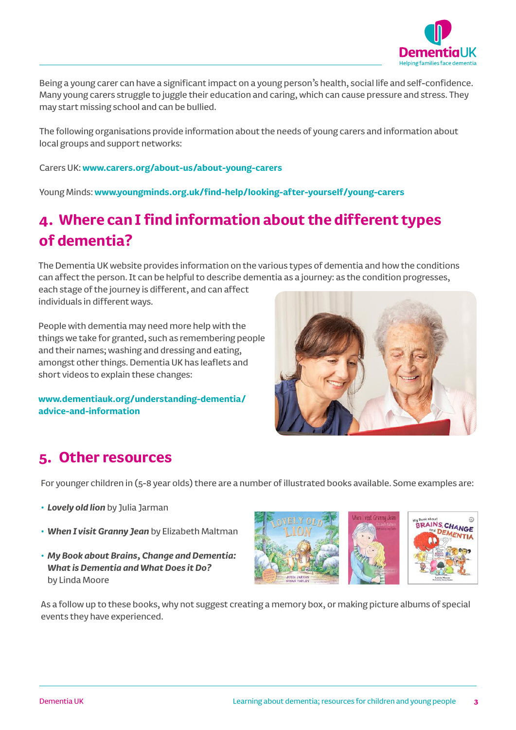Being a young carer can have a significant impact on a young person's health, social life and self-confidence. Many young carers struggle to juggle their education and caring, which can cause pressure and stress. They may start missing school and can be bullied.

The following organisations provide information about the needs of young carers and information about local groups and support networks:

Carers UK: **www.carers.org/about-us/about-young-carers**

Young Minds: **www.youngminds.org.uk/find-help/looking-after-yourself/young-carers**

## 4. Where can I find information about the different types of dementia?

The Dementia UK website provides information on the various types of dementia and how the conditions can affect the person. It can be helpful to describe dementia as a journey: as the condition progresses, each stage of the journey is different, and can affect individuals in different ways.

People with dementia may need more help with the things we take for granted, such as remembering people and their names; washing and dressing and eating, amongst other things. Dementia UK has leaflets and short videos to explain these changes:

**www.dementiauk.org/understanding-dementia/advice-and-information**

## 5. Other resources

For younger children in (5-8 year olds) there are a number of illustrated books available. Some examples are:

- ***Lovely old lion*** by Julia Jarman
- ***When I visit Granny Jean*** by Elizabeth Maltman
- ***My Book about Brains, Change and Dementia: What is Dementia and What Does it Do?*** by Linda Moore

As a follow up to these books, why not suggest creating a memory box, or making picture albums of special events they have experienced.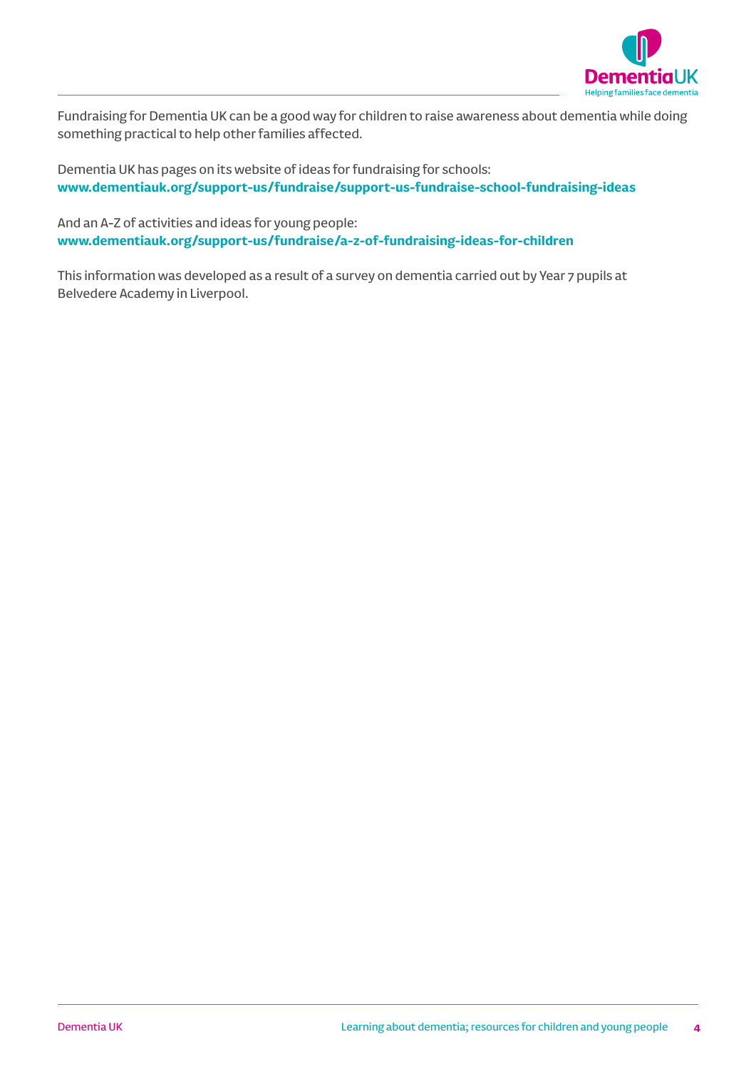Fundraising for Dementia UK can be a good way for children to raise awareness about dementia while doing something practical to help other families affected.

Dementia UK has pages on its website of ideas for fundraising for schools:
**www.dementiauk.org/support-us/fundraise/support-us-fundraise-school-fundraising-ideas**

And an A-Z of activities and ideas for young people:
**www.dementiauk.org/support-us/fundraise/a-z-of-fundraising-ideas-for-children**

This information was developed as a result of a survey on dementia carried out by Year 7 pupils at Belvedere Academy in Liverpool.